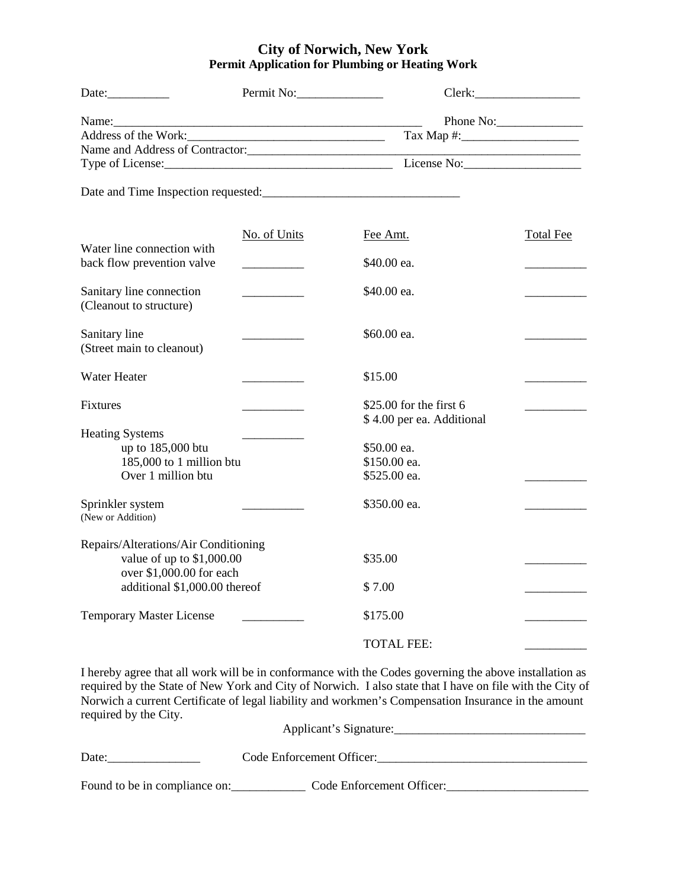# City of Norwich, New York

## Permit Application for Plumbing or Heating Work

Date:__________ Permit No:______________ Clerk:_________________

Name:_____________________________________________________ Phone No:______________

Address of the Work:_________________________________ Tax Map #:___________________

Name and Address of Contractor:___________________________________________________________

Type of License:_____________________________________ License No:___________________

Date and Time Inspection requested:________________________________

| | No. of Units | Fee Amt. | Total Fee |
|---|---|---|---|
| Water line connection with back flow prevention valve | __________ | $40.00 ea. | __________ |
| Sanitary line connection (Cleanout to structure) | __________ | $40.00 ea. | __________ |
| Sanitary line (Street main to cleanout) | __________ | $60.00 ea. | __________ |
| Water Heater | __________ | $15.00 | __________ |
| Fixtures | __________ | $25.00 for the first 6<br>$ 4.00 per ea. Additional | __________ |
| Heating Systems | __________ | | |
| up to 185,000 btu | | $50.00 ea. | |
| 185,000 to 1 million btu | | $150.00 ea. | |
| Over 1 million btu | | $525.00 ea. | __________ |
| Sprinkler system (New or Addition) | __________ | $350.00 ea. | __________ |
| Repairs/Alterations/Air Conditioning | | | |
| value of up to $1,000.00 | | $35.00 | __________ |
| over $1,000.00 for each additional $1,000.00 thereof | | $ 7.00 | __________ |
| Temporary Master License | __________ | $175.00 | __________ |
| | | TOTAL FEE: | __________ |

I hereby agree that all work will be in conformance with the Codes governing the above installation as required by the State of New York and City of Norwich. I also state that I have on file with the City of Norwich a current Certificate of legal liability and workmen's Compensation Insurance in the amount required by the City.

Applicant's Signature:_______________________________

Date:_______________ Code Enforcement Officer:__________________________________

Found to be in compliance on:____________ Code Enforcement Officer:_______________________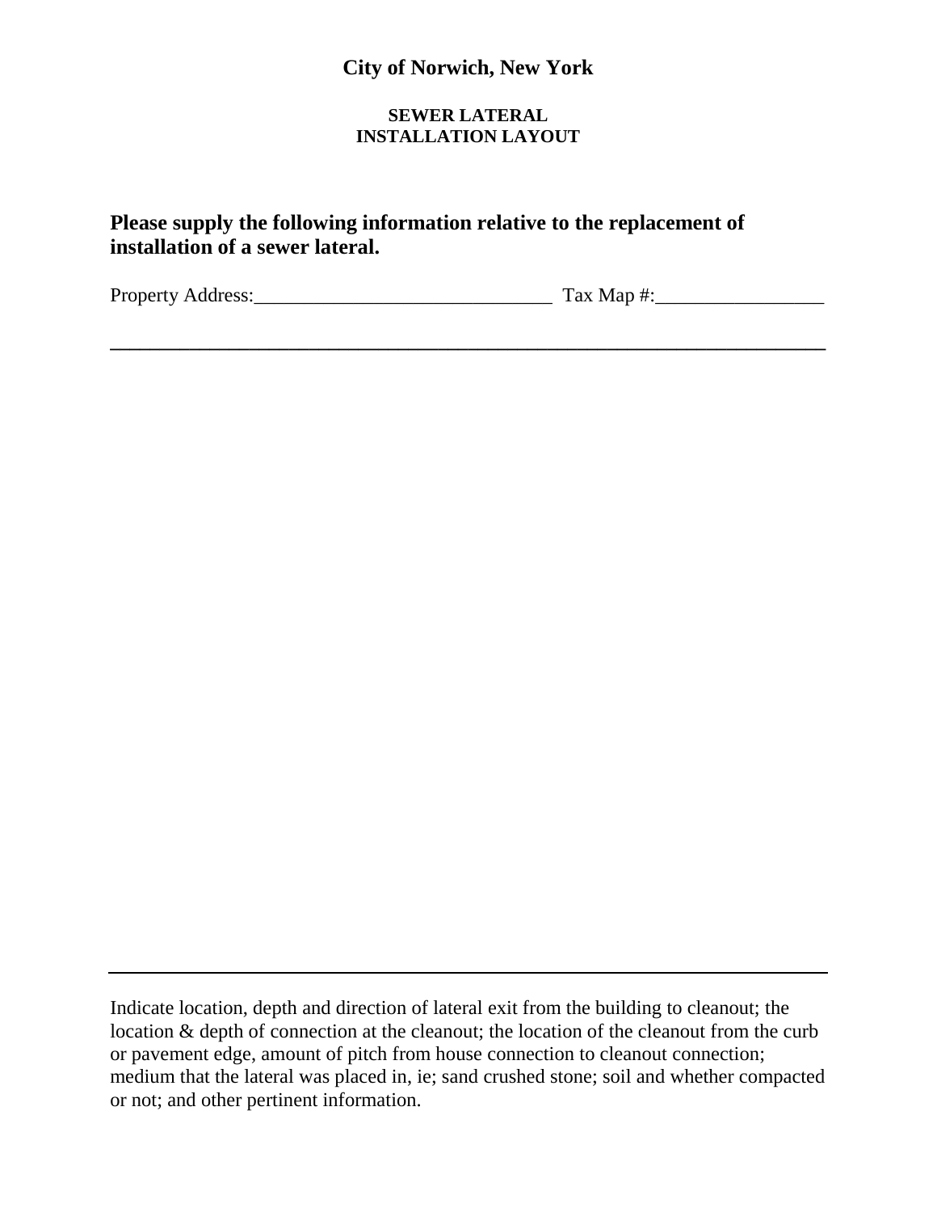# City of Norwich, New York

### SEWER LATERAL
### INSTALLATION LAYOUT

**Please supply the following information relative to the replacement of installation of a sewer lateral.**

Property Address:______________________________ Tax Map #:_________________

---

---

Indicate location, depth and direction of lateral exit from the building to cleanout; the location & depth of connection at the cleanout; the location of the cleanout from the curb or pavement edge, amount of pitch from house connection to cleanout connection; medium that the lateral was placed in, ie; sand crushed stone; soil and whether compacted or not; and other pertinent information.